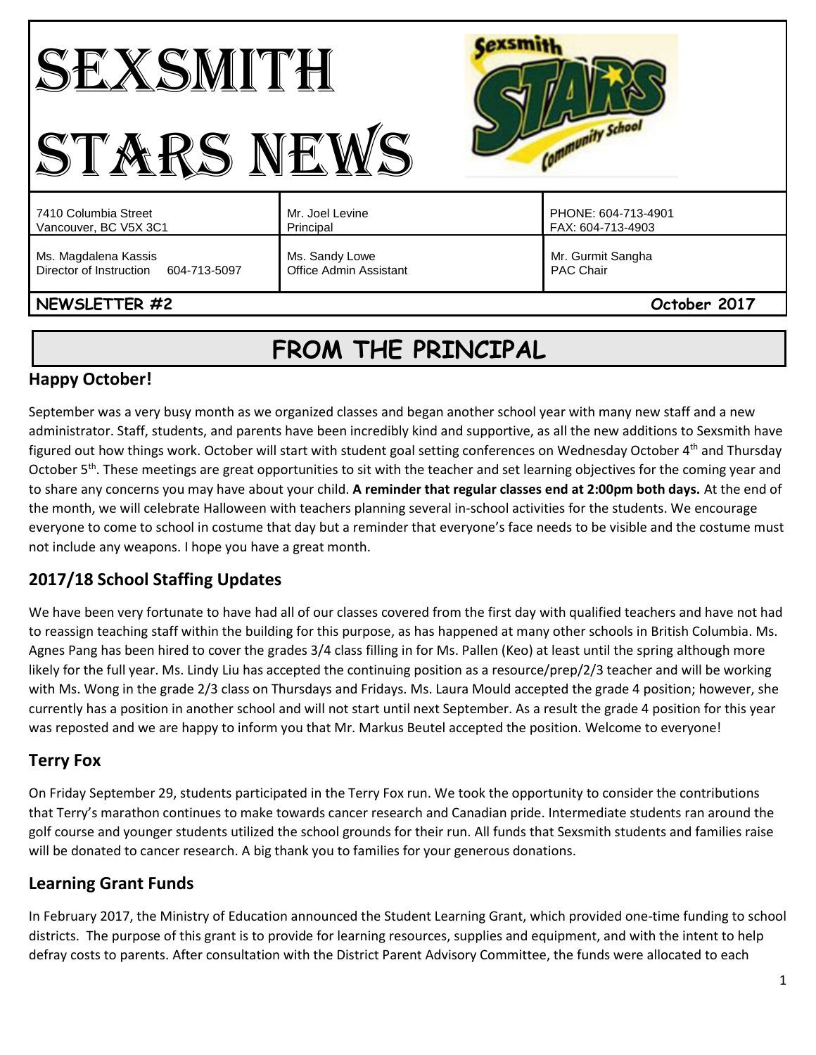# SEXSMITH STARS NEWS

| | | |
|---|---|---|
| 7410 Columbia Street<br>Vancouver, BC V5X 3C1 | Mr. Joel Levine<br>Principal | PHONE: 604-713-4901<br>FAX: 604-713-4903 |
| Ms. Magdalena Kassis<br>Director of Instruction 604-713-5097 | Ms. Sandy Lowe<br>Office Admin Assistant | Mr. Gurmit Sangha<br>PAC Chair |

**NEWSLETTER #2** **October 2017**

## FROM THE PRINCIPAL

### Happy October!

September was a very busy month as we organized classes and began another school year with many new staff and a new administrator. Staff, students, and parents have been incredibly kind and supportive, as all the new additions to Sexsmith have figured out how things work. October will start with student goal setting conferences on Wednesday October 4th and Thursday October 5th. These meetings are great opportunities to sit with the teacher and set learning objectives for the coming year and to share any concerns you may have about your child. **A reminder that regular classes end at 2:00pm both days.** At the end of the month, we will celebrate Halloween with teachers planning several in-school activities for the students. We encourage everyone to come to school in costume that day but a reminder that everyone's face needs to be visible and the costume must not include any weapons. I hope you have a great month.

### 2017/18 School Staffing Updates

We have been very fortunate to have had all of our classes covered from the first day with qualified teachers and have not had to reassign teaching staff within the building for this purpose, as has happened at many other schools in British Columbia. Ms. Agnes Pang has been hired to cover the grades 3/4 class filling in for Ms. Pallen (Keo) at least until the spring although more likely for the full year. Ms. Lindy Liu has accepted the continuing position as a resource/prep/2/3 teacher and will be working with Ms. Wong in the grade 2/3 class on Thursdays and Fridays. Ms. Laura Mould accepted the grade 4 position; however, she currently has a position in another school and will not start until next September. As a result the grade 4 position for this year was reposted and we are happy to inform you that Mr. Markus Beutel accepted the position. Welcome to everyone!

### Terry Fox

On Friday September 29, students participated in the Terry Fox run. We took the opportunity to consider the contributions that Terry's marathon continues to make towards cancer research and Canadian pride. Intermediate students ran around the golf course and younger students utilized the school grounds for their run. All funds that Sexsmith students and families raise will be donated to cancer research. A big thank you to families for your generous donations.

### Learning Grant Funds

In February 2017, the Ministry of Education announced the Student Learning Grant, which provided one-time funding to school districts. The purpose of this grant is to provide for learning resources, supplies and equipment, and with the intent to help defray costs to parents. After consultation with the District Parent Advisory Committee, the funds were allocated to each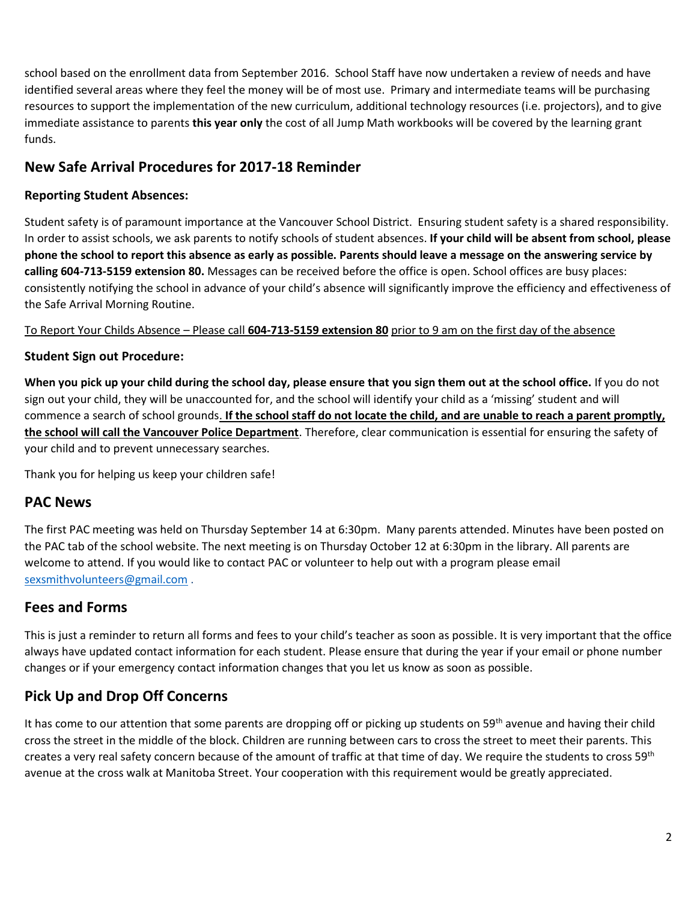school based on the enrollment data from September 2016. School Staff have now undertaken a review of needs and have identified several areas where they feel the money will be of most use. Primary and intermediate teams will be purchasing resources to support the implementation of the new curriculum, additional technology resources (i.e. projectors), and to give immediate assistance to parents **this year only** the cost of all Jump Math workbooks will be covered by the learning grant funds.

## New Safe Arrival Procedures for 2017-18 Reminder

### Reporting Student Absences:

Student safety is of paramount importance at the Vancouver School District. Ensuring student safety is a shared responsibility. In order to assist schools, we ask parents to notify schools of student absences. **If your child will be absent from school, please phone the school to report this absence as early as possible. Parents should leave a message on the answering service by calling 604-713-5159 extension 80.** Messages can be received before the office is open. School offices are busy places: consistently notifying the school in advance of your child's absence will significantly improve the efficiency and effectiveness of the Safe Arrival Morning Routine.

<u>To Report Your Childs Absence – Please call **604-713-5159 extension 80** prior to 9 am on the first day of the absence</u>

### Student Sign out Procedure:

**When you pick up your child during the school day, please ensure that you sign them out at the school office.** If you do not sign out your child, they will be unaccounted for, and the school will identify your child as a 'missing' student and will commence a search of school grounds. <u>**If the school staff do not locate the child, and are unable to reach a parent promptly, the school will call the Vancouver Police Department**</u>. Therefore, clear communication is essential for ensuring the safety of your child and to prevent unnecessary searches.

Thank you for helping us keep your children safe!

## PAC News

The first PAC meeting was held on Thursday September 14 at 6:30pm. Many parents attended. Minutes have been posted on the PAC tab of the school website. The next meeting is on Thursday October 12 at 6:30pm in the library. All parents are welcome to attend. If you would like to contact PAC or volunteer to help out with a program please email sexsmithvolunteers@gmail.com .

## Fees and Forms

This is just a reminder to return all forms and fees to your child's teacher as soon as possible. It is very important that the office always have updated contact information for each student. Please ensure that during the year if your email or phone number changes or if your emergency contact information changes that you let us know as soon as possible.

## Pick Up and Drop Off Concerns

It has come to our attention that some parents are dropping off or picking up students on 59th avenue and having their child cross the street in the middle of the block. Children are running between cars to cross the street to meet their parents. This creates a very real safety concern because of the amount of traffic at that time of day. We require the students to cross 59th avenue at the cross walk at Manitoba Street. Your cooperation with this requirement would be greatly appreciated.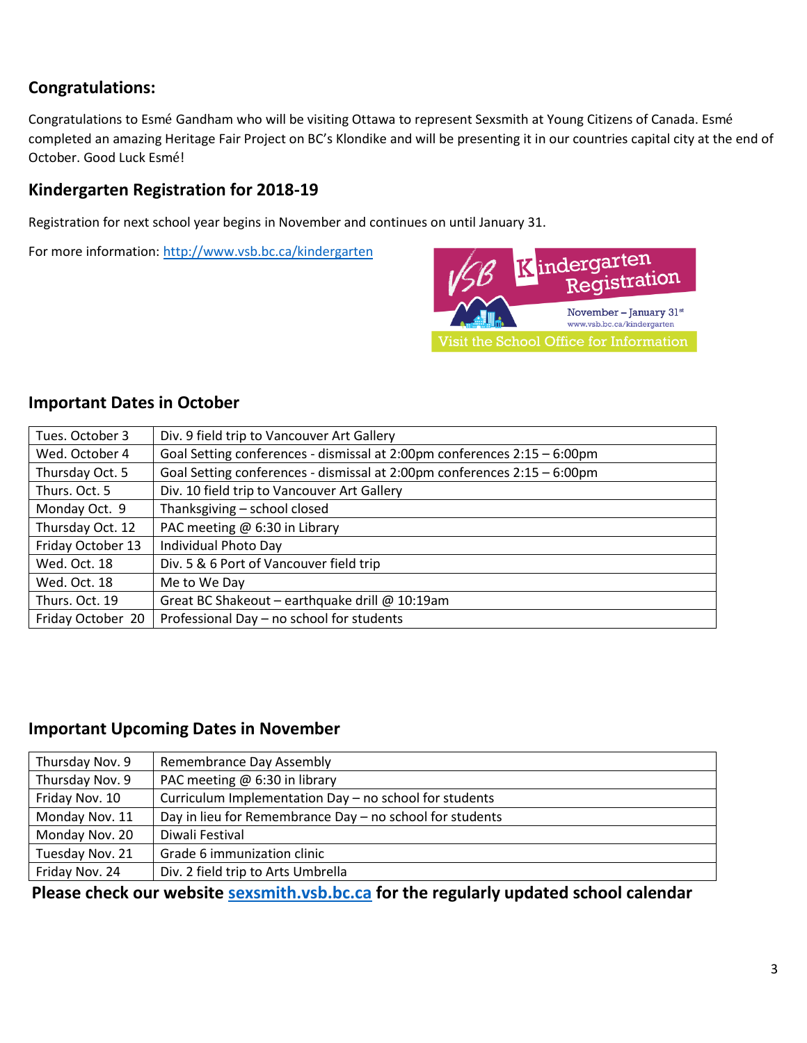## Congratulations:

Congratulations to Esmé Gandham who will be visiting Ottawa to represent Sexsmith at Young Citizens of Canada. Esmé completed an amazing Heritage Fair Project on BC's Klondike and will be presenting it in our countries capital city at the end of October. Good Luck Esmé!

## Kindergarten Registration for 2018-19

Registration for next school year begins in November and continues on until January 31.

For more information: http://www.vsb.bc.ca/kindergarten

## Important Dates in October

| | |
|---|---|
| Tues. October 3 | Div. 9 field trip to Vancouver Art Gallery |
| Wed. October 4 | Goal Setting conferences - dismissal at 2:00pm conferences 2:15 – 6:00pm |
| Thursday Oct. 5 | Goal Setting conferences - dismissal at 2:00pm conferences 2:15 – 6:00pm |
| Thurs. Oct. 5 | Div. 10 field trip to Vancouver Art Gallery |
| Monday Oct. 9 | Thanksgiving – school closed |
| Thursday Oct. 12 | PAC meeting @ 6:30 in Library |
| Friday October 13 | Individual Photo Day |
| Wed. Oct. 18 | Div. 5 & 6 Port of Vancouver field trip |
| Wed. Oct. 18 | Me to We Day |
| Thurs. Oct. 19 | Great BC Shakeout – earthquake drill @ 10:19am |
| Friday October 20 | Professional Day – no school for students |

## Important Upcoming Dates in November

| | |
|---|---|
| Thursday Nov. 9 | Remembrance Day Assembly |
| Thursday Nov. 9 | PAC meeting @ 6:30 in library |
| Friday Nov. 10 | Curriculum Implementation Day – no school for students |
| Monday Nov. 11 | Day in lieu for Remembrance Day – no school for students |
| Monday Nov. 20 | Diwali Festival |
| Tuesday Nov. 21 | Grade 6 immunization clinic |
| Friday Nov. 24 | Div. 2 field trip to Arts Umbrella |

**Please check our website sexsmith.vsb.bc.ca for the regularly updated school calendar**